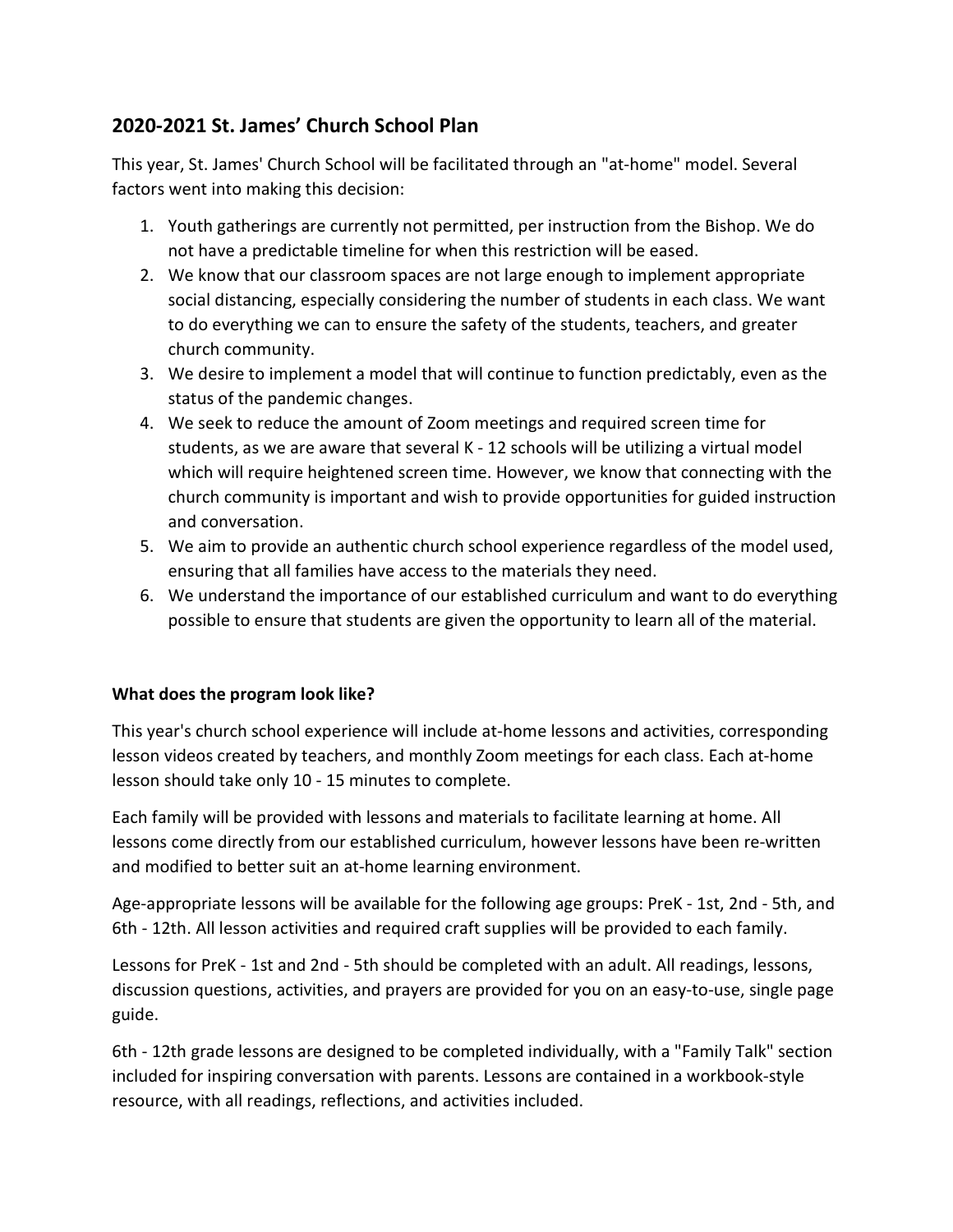## 2020-2021 St. James' Church School Plan

This year, St. James' Church School will be facilitated through an "at-home" model. Several factors went into making this decision:

1. Youth gatherings are currently not permitted, per instruction from the Bishop. We do not have a predictable timeline for when this restriction will be eased.
2. We know that our classroom spaces are not large enough to implement appropriate social distancing, especially considering the number of students in each class. We want to do everything we can to ensure the safety of the students, teachers, and greater church community.
3. We desire to implement a model that will continue to function predictably, even as the status of the pandemic changes.
4. We seek to reduce the amount of Zoom meetings and required screen time for students, as we are aware that several K - 12 schools will be utilizing a virtual model which will require heightened screen time. However, we know that connecting with the church community is important and wish to provide opportunities for guided instruction and conversation.
5. We aim to provide an authentic church school experience regardless of the model used, ensuring that all families have access to the materials they need.
6. We understand the importance of our established curriculum and want to do everything possible to ensure that students are given the opportunity to learn all of the material.

**What does the program look like?**

This year's church school experience will include at-home lessons and activities, corresponding lesson videos created by teachers, and monthly Zoom meetings for each class. Each at-home lesson should take only 10 - 15 minutes to complete.

Each family will be provided with lessons and materials to facilitate learning at home. All lessons come directly from our established curriculum, however lessons have been re-written and modified to better suit an at-home learning environment.

Age-appropriate lessons will be available for the following age groups: PreK - 1st, 2nd - 5th, and 6th - 12th. All lesson activities and required craft supplies will be provided to each family.

Lessons for PreK - 1st and 2nd - 5th should be completed with an adult. All readings, lessons, discussion questions, activities, and prayers are provided for you on an easy-to-use, single page guide.

6th - 12th grade lessons are designed to be completed individually, with a "Family Talk" section included for inspiring conversation with parents. Lessons are contained in a workbook-style resource, with all readings, reflections, and activities included.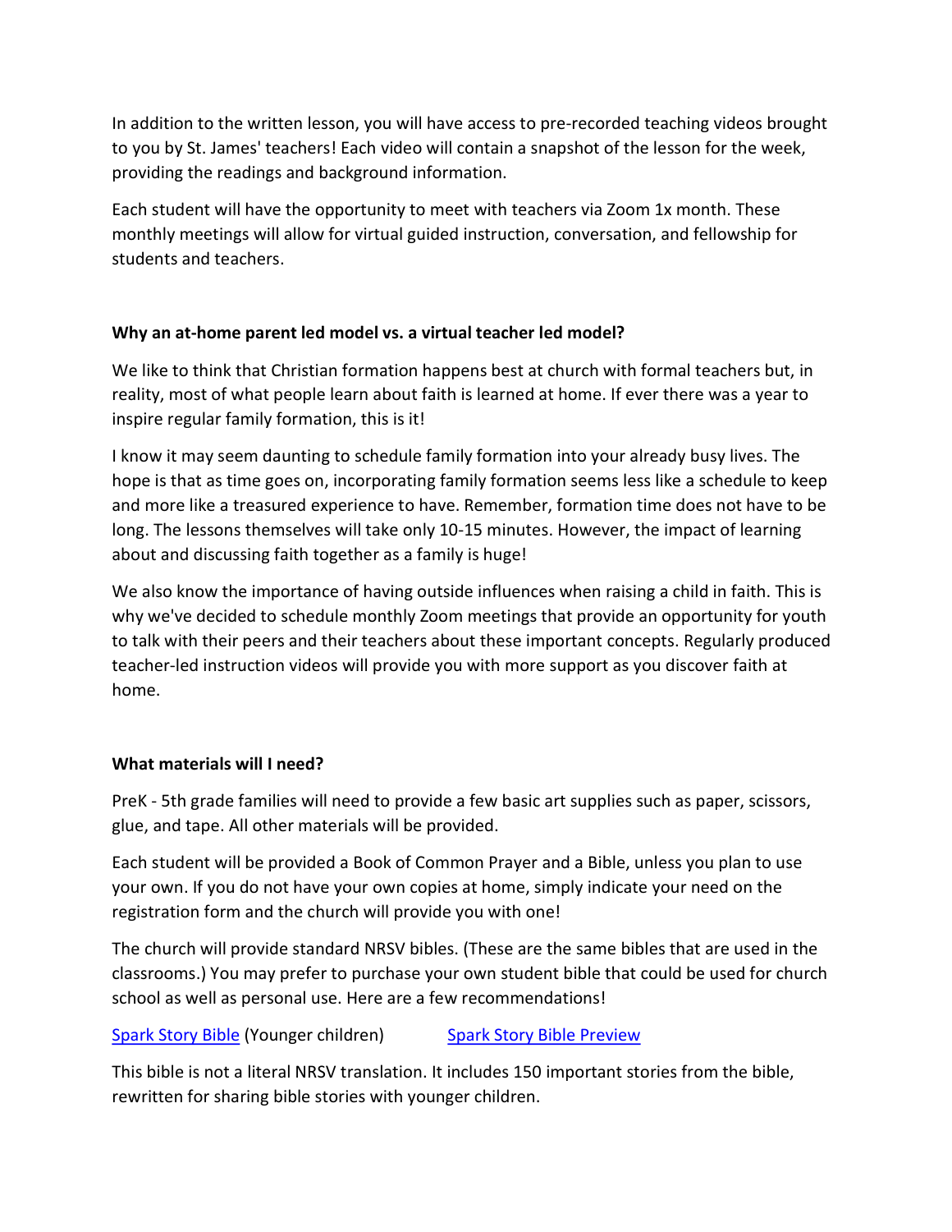In addition to the written lesson, you will have access to pre-recorded teaching videos brought to you by St. James' teachers! Each video will contain a snapshot of the lesson for the week, providing the readings and background information.

Each student will have the opportunity to meet with teachers via Zoom 1x month. These monthly meetings will allow for virtual guided instruction, conversation, and fellowship for students and teachers.

**Why an at-home parent led model vs. a virtual teacher led model?**

We like to think that Christian formation happens best at church with formal teachers but, in reality, most of what people learn about faith is learned at home. If ever there was a year to inspire regular family formation, this is it!

I know it may seem daunting to schedule family formation into your already busy lives. The hope is that as time goes on, incorporating family formation seems less like a schedule to keep and more like a treasured experience to have. Remember, formation time does not have to be long. The lessons themselves will take only 10-15 minutes. However, the impact of learning about and discussing faith together as a family is huge!

We also know the importance of having outside influences when raising a child in faith. This is why we've decided to schedule monthly Zoom meetings that provide an opportunity for youth to talk with their peers and their teachers about these important concepts. Regularly produced teacher-led instruction videos will provide you with more support as you discover faith at home.

**What materials will I need?**

PreK - 5th grade families will need to provide a few basic art supplies such as paper, scissors, glue, and tape. All other materials will be provided.

Each student will be provided a Book of Common Prayer and a Bible, unless you plan to use your own. If you do not have your own copies at home, simply indicate your need on the registration form and the church will provide you with one!

The church will provide standard NRSV bibles. (These are the same bibles that are used in the classrooms.) You may prefer to purchase your own student bible that could be used for church school as well as personal use. Here are a few recommendations!

Spark Story Bible (Younger children)     Spark Story Bible Preview

This bible is not a literal NRSV translation. It includes 150 important stories from the bible, rewritten for sharing bible stories with younger children.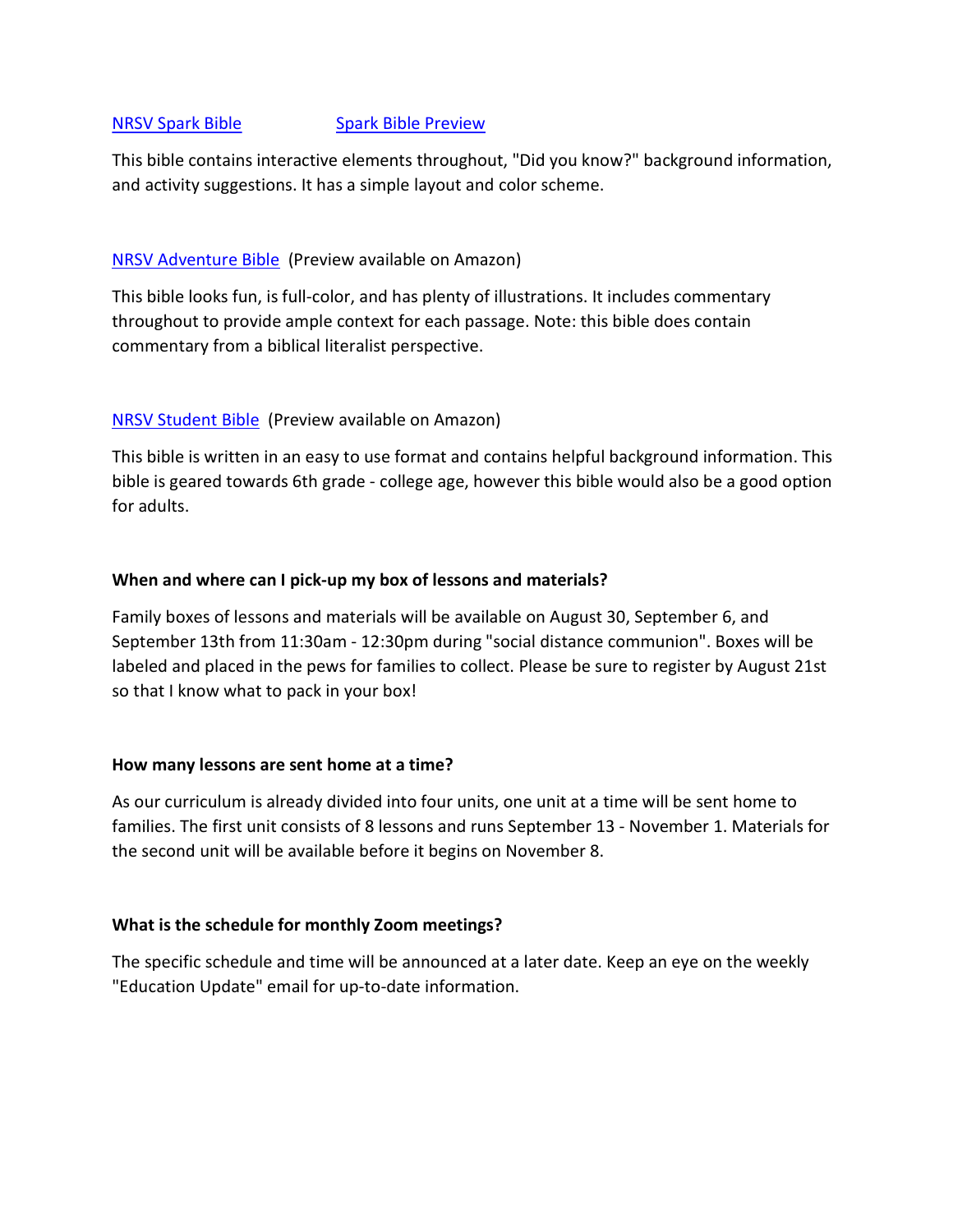NRSV Spark Bible            Spark Bible Preview

This bible contains interactive elements throughout, "Did you know?" background information, and activity suggestions. It has a simple layout and color scheme.

NRSV Adventure Bible  (Preview available on Amazon)

This bible looks fun, is full-color, and has plenty of illustrations. It includes commentary throughout to provide ample context for each passage. Note: this bible does contain commentary from a biblical literalist perspective.

NRSV Student Bible  (Preview available on Amazon)

This bible is written in an easy to use format and contains helpful background information. This bible is geared towards 6th grade - college age, however this bible would also be a good option for adults.

**When and where can I pick-up my box of lessons and materials?**

Family boxes of lessons and materials will be available on August 30, September 6, and September 13th from 11:30am - 12:30pm during "social distance communion". Boxes will be labeled and placed in the pews for families to collect. Please be sure to register by August 21st so that I know what to pack in your box!

**How many lessons are sent home at a time?**

As our curriculum is already divided into four units, one unit at a time will be sent home to families. The first unit consists of 8 lessons and runs September 13 - November 1. Materials for the second unit will be available before it begins on November 8.

**What is the schedule for monthly Zoom meetings?**

The specific schedule and time will be announced at a later date. Keep an eye on the weekly "Education Update" email for up-to-date information.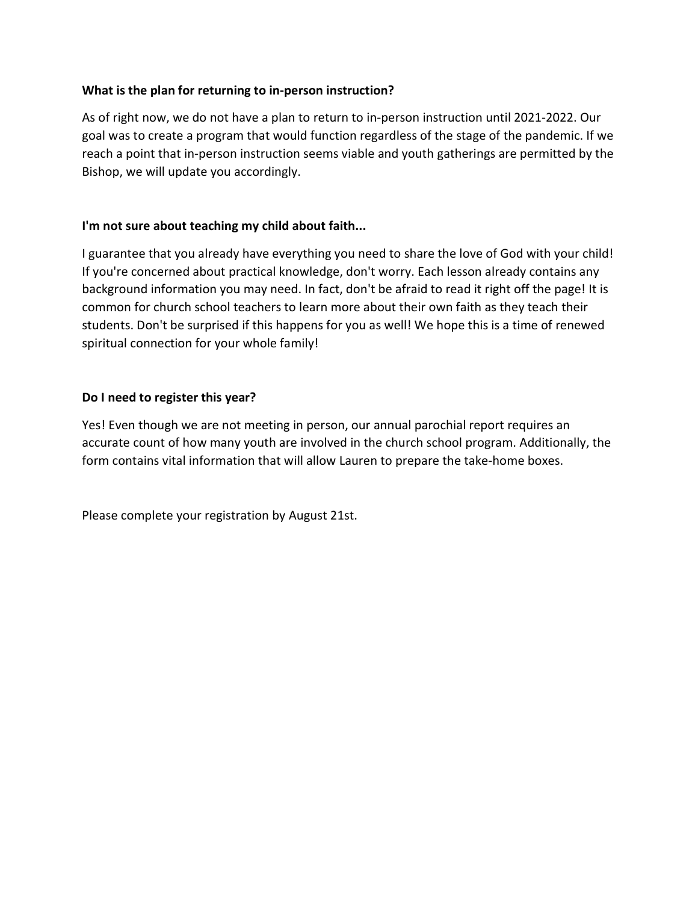**What is the plan for returning to in-person instruction?**

As of right now, we do not have a plan to return to in-person instruction until 2021-2022. Our goal was to create a program that would function regardless of the stage of the pandemic. If we reach a point that in-person instruction seems viable and youth gatherings are permitted by the Bishop, we will update you accordingly.

**I'm not sure about teaching my child about faith...**

I guarantee that you already have everything you need to share the love of God with your child! If you're concerned about practical knowledge, don't worry. Each lesson already contains any background information you may need. In fact, don't be afraid to read it right off the page! It is common for church school teachers to learn more about their own faith as they teach their students. Don't be surprised if this happens for you as well! We hope this is a time of renewed spiritual connection for your whole family!

**Do I need to register this year?**

Yes! Even though we are not meeting in person, our annual parochial report requires an accurate count of how many youth are involved in the church school program. Additionally, the form contains vital information that will allow Lauren to prepare the take-home boxes.

Please complete your registration by August 21st.